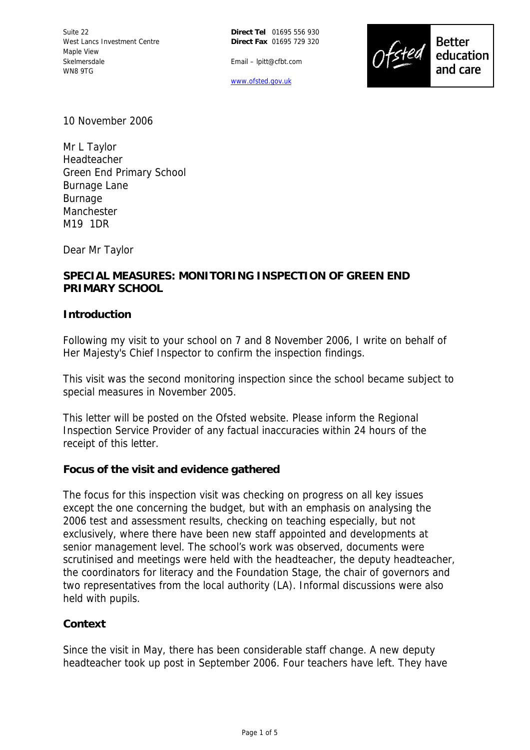Suite 22
West Lancs Investment Centre
Maple View
Skelmersdale
WN8 9TG

**Direct Tel** 01695 556 930
**Direct Fax** 01695 729 320

Email – lpitt@cfbt.com

www.ofsted.gov.uk

Ofsted Better education and care

10 November 2006

Mr L Taylor
Headteacher
Green End Primary School
Burnage Lane
Burnage
Manchester
M19 1DR

Dear Mr Taylor

**SPECIAL MEASURES: MONITORING INSPECTION OF GREEN END PRIMARY SCHOOL**

**Introduction**

Following my visit to your school on 7 and 8 November 2006, I write on behalf of Her Majesty's Chief Inspector to confirm the inspection findings.

This visit was the second monitoring inspection since the school became subject to special measures in November 2005.

This letter will be posted on the Ofsted website. Please inform the Regional Inspection Service Provider of any factual inaccuracies within 24 hours of the receipt of this letter.

**Focus of the visit and evidence gathered**

The focus for this inspection visit was checking on progress on all key issues except the one concerning the budget, but with an emphasis on analysing the 2006 test and assessment results, checking on teaching especially, but not exclusively, where there have been new staff appointed and developments at senior management level. The school's work was observed, documents were scrutinised and meetings were held with the headteacher, the deputy headteacher, the coordinators for literacy and the Foundation Stage, the chair of governors and two representatives from the local authority (LA). Informal discussions were also held with pupils.

**Context**

Since the visit in May, there has been considerable staff change. A new deputy headteacher took up post in September 2006. Four teachers have left. They have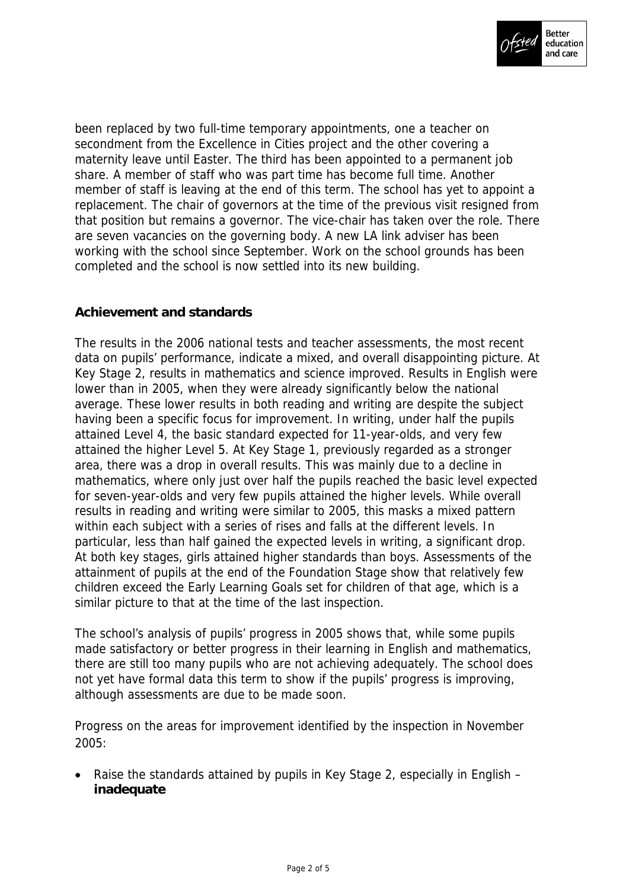been replaced by two full-time temporary appointments, one a teacher on secondment from the Excellence in Cities project and the other covering a maternity leave until Easter. The third has been appointed to a permanent job share. A member of staff who was part time has become full time. Another member of staff is leaving at the end of this term. The school has yet to appoint a replacement. The chair of governors at the time of the previous visit resigned from that position but remains a governor. The vice-chair has taken over the role. There are seven vacancies on the governing body. A new LA link adviser has been working with the school since September. Work on the school grounds has been completed and the school is now settled into its new building.

## Achievement and standards

The results in the 2006 national tests and teacher assessments, the most recent data on pupils' performance, indicate a mixed, and overall disappointing picture. At Key Stage 2, results in mathematics and science improved. Results in English were lower than in 2005, when they were already significantly below the national average. These lower results in both reading and writing are despite the subject having been a specific focus for improvement. In writing, under half the pupils attained Level 4, the basic standard expected for 11-year-olds, and very few attained the higher Level 5. At Key Stage 1, previously regarded as a stronger area, there was a drop in overall results. This was mainly due to a decline in mathematics, where only just over half the pupils reached the basic level expected for seven-year-olds and very few pupils attained the higher levels. While overall results in reading and writing were similar to 2005, this masks a mixed pattern within each subject with a series of rises and falls at the different levels. In particular, less than half gained the expected levels in writing, a significant drop. At both key stages, girls attained higher standards than boys. Assessments of the attainment of pupils at the end of the Foundation Stage show that relatively few children exceed the Early Learning Goals set for children of that age, which is a similar picture to that at the time of the last inspection.

The school's analysis of pupils' progress in 2005 shows that, while some pupils made satisfactory or better progress in their learning in English and mathematics, there are still too many pupils who are not achieving adequately. The school does not yet have formal data this term to show if the pupils' progress is improving, although assessments are due to be made soon.

Progress on the areas for improvement identified by the inspection in November 2005:

- Raise the standards attained by pupils in Key Stage 2, especially in English – **inadequate**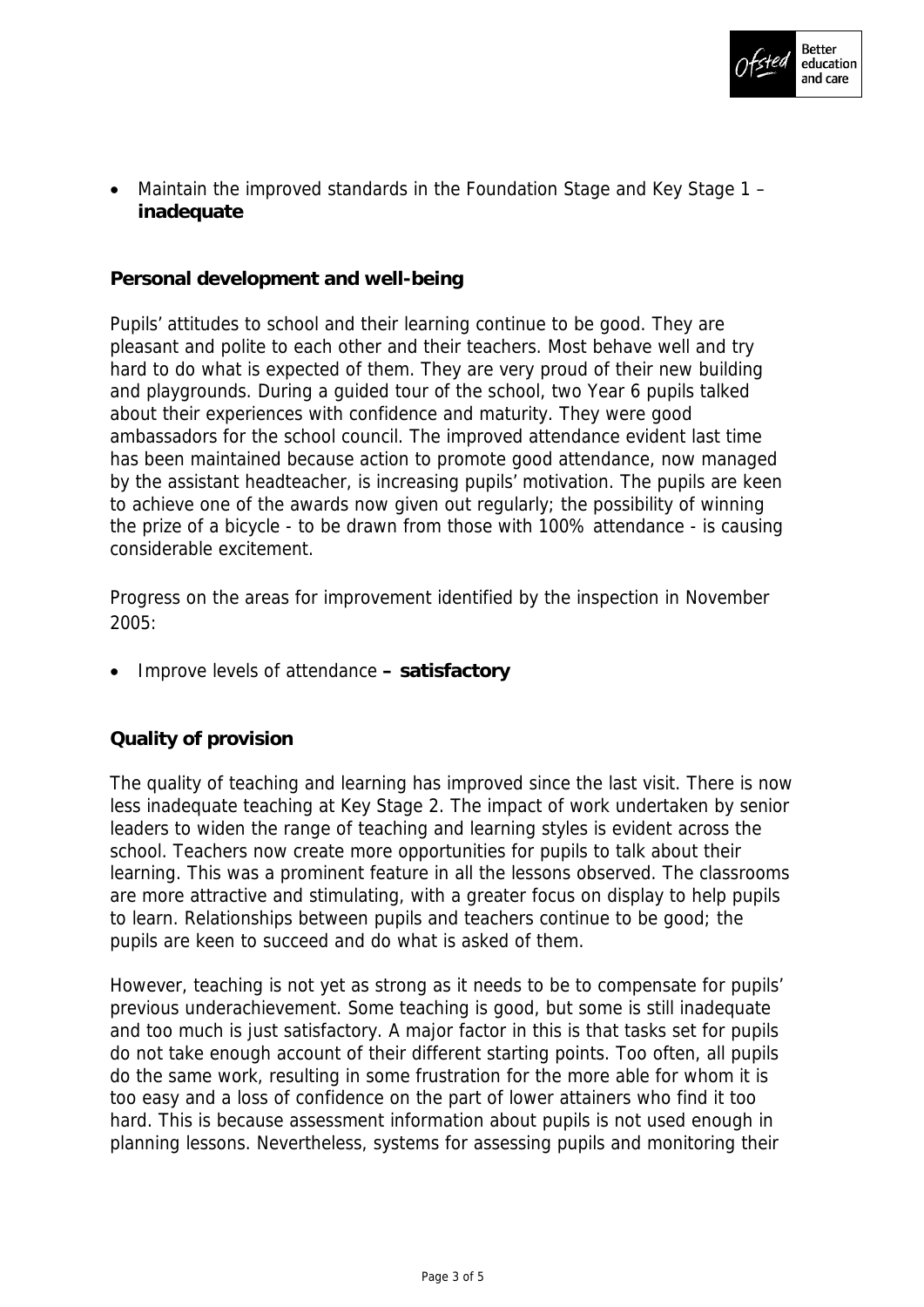- Maintain the improved standards in the Foundation Stage and Key Stage 1 – **inadequate**

### Personal development and well-being

Pupils' attitudes to school and their learning continue to be good. They are pleasant and polite to each other and their teachers. Most behave well and try hard to do what is expected of them. They are very proud of their new building and playgrounds. During a guided tour of the school, two Year 6 pupils talked about their experiences with confidence and maturity. They were good ambassadors for the school council. The improved attendance evident last time has been maintained because action to promote good attendance, now managed by the assistant headteacher, is increasing pupils' motivation. The pupils are keen to achieve one of the awards now given out regularly; the possibility of winning the prize of a bicycle - to be drawn from those with 100% attendance - is causing considerable excitement.

Progress on the areas for improvement identified by the inspection in November 2005:

- Improve levels of attendance **– satisfactory**

### Quality of provision

The quality of teaching and learning has improved since the last visit. There is now less inadequate teaching at Key Stage 2. The impact of work undertaken by senior leaders to widen the range of teaching and learning styles is evident across the school. Teachers now create more opportunities for pupils to talk about their learning. This was a prominent feature in all the lessons observed. The classrooms are more attractive and stimulating, with a greater focus on display to help pupils to learn. Relationships between pupils and teachers continue to be good; the pupils are keen to succeed and do what is asked of them.

However, teaching is not yet as strong as it needs to be to compensate for pupils' previous underachievement. Some teaching is good, but some is still inadequate and too much is just satisfactory. A major factor in this is that tasks set for pupils do not take enough account of their different starting points. Too often, all pupils do the same work, resulting in some frustration for the more able for whom it is too easy and a loss of confidence on the part of lower attainers who find it too hard. This is because assessment information about pupils is not used enough in planning lessons. Nevertheless, systems for assessing pupils and monitoring their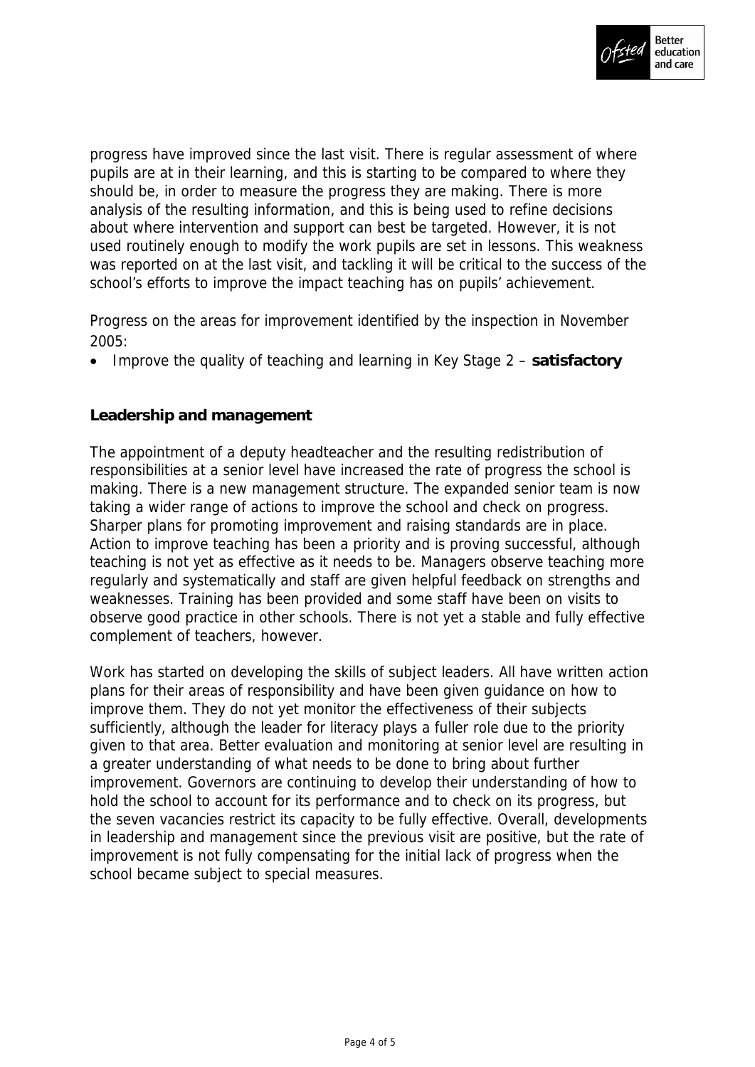progress have improved since the last visit. There is regular assessment of where pupils are at in their learning, and this is starting to be compared to where they should be, in order to measure the progress they are making. There is more analysis of the resulting information, and this is being used to refine decisions about where intervention and support can best be targeted. However, it is not used routinely enough to modify the work pupils are set in lessons. This weakness was reported on at the last visit, and tackling it will be critical to the success of the school's efforts to improve the impact teaching has on pupils' achievement.

Progress on the areas for improvement identified by the inspection in November 2005:

- Improve the quality of teaching and learning in Key Stage 2 – **satisfactory**

**Leadership and management**

The appointment of a deputy headteacher and the resulting redistribution of responsibilities at a senior level have increased the rate of progress the school is making. There is a new management structure. The expanded senior team is now taking a wider range of actions to improve the school and check on progress. Sharper plans for promoting improvement and raising standards are in place. Action to improve teaching has been a priority and is proving successful, although teaching is not yet as effective as it needs to be. Managers observe teaching more regularly and systematically and staff are given helpful feedback on strengths and weaknesses. Training has been provided and some staff have been on visits to observe good practice in other schools. There is not yet a stable and fully effective complement of teachers, however.

Work has started on developing the skills of subject leaders. All have written action plans for their areas of responsibility and have been given guidance on how to improve them. They do not yet monitor the effectiveness of their subjects sufficiently, although the leader for literacy plays a fuller role due to the priority given to that area. Better evaluation and monitoring at senior level are resulting in a greater understanding of what needs to be done to bring about further improvement. Governors are continuing to develop their understanding of how to hold the school to account for its performance and to check on its progress, but the seven vacancies restrict its capacity to be fully effective. Overall, developments in leadership and management since the previous visit are positive, but the rate of improvement is not fully compensating for the initial lack of progress when the school became subject to special measures.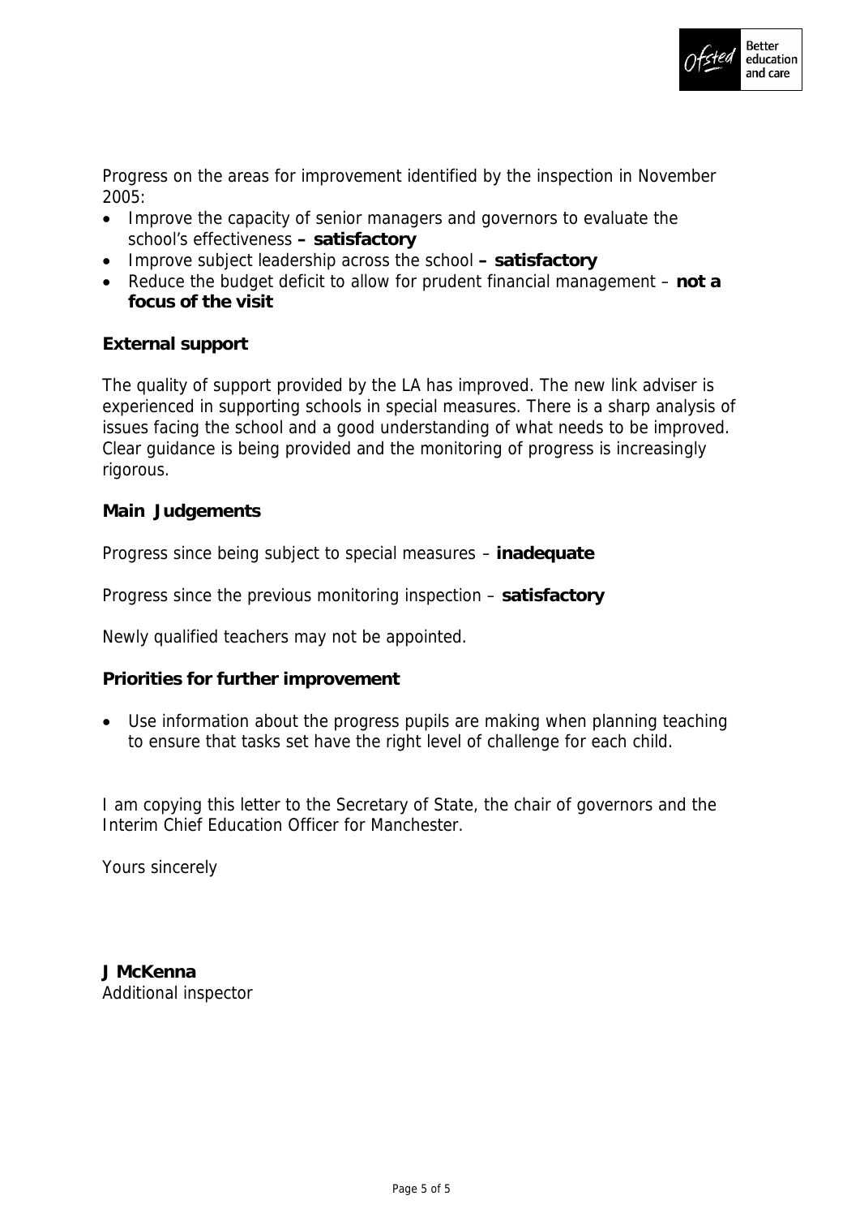Progress on the areas for improvement identified by the inspection in November 2005:

- Improve the capacity of senior managers and governors to evaluate the school's effectiveness **– satisfactory**
- Improve subject leadership across the school **– satisfactory**
- Reduce the budget deficit to allow for prudent financial management – **not a focus of the visit**

**External support**

The quality of support provided by the LA has improved. The new link adviser is experienced in supporting schools in special measures. There is a sharp analysis of issues facing the school and a good understanding of what needs to be improved. Clear guidance is being provided and the monitoring of progress is increasingly rigorous.

**Main Judgements**

Progress since being subject to special measures – **inadequate**

Progress since the previous monitoring inspection – **satisfactory**

Newly qualified teachers may not be appointed.

**Priorities for further improvement**

- Use information about the progress pupils are making when planning teaching to ensure that tasks set have the right level of challenge for each child.

I am copying this letter to the Secretary of State, the chair of governors and the Interim Chief Education Officer for Manchester.

Yours sincerely

**J McKenna**
Additional inspector